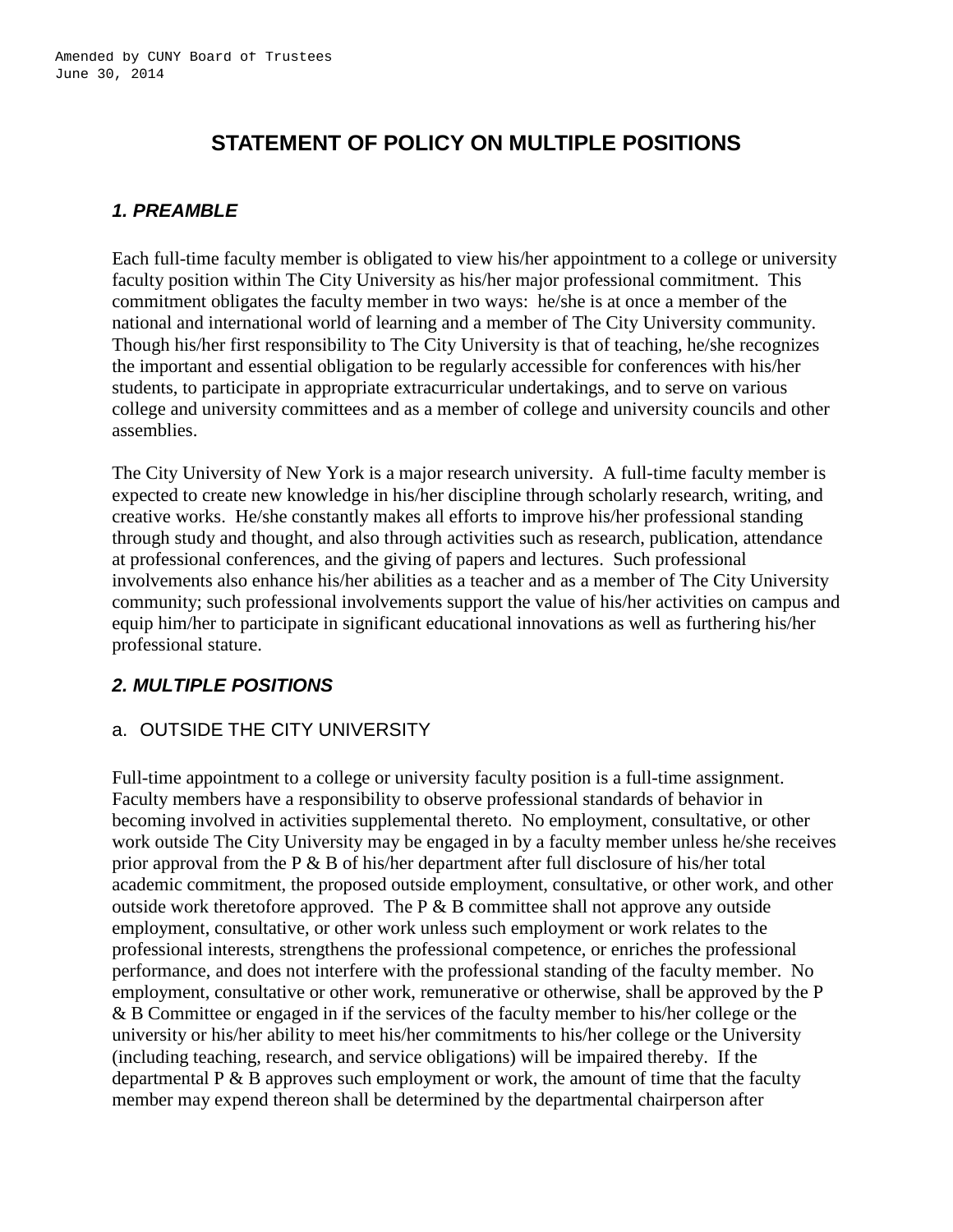Amended by CUNY Board of Trustees
June 30, 2014

# STATEMENT OF POLICY ON MULTIPLE POSITIONS

## *1. PREAMBLE*

Each full-time faculty member is obligated to view his/her appointment to a college or university faculty position within The City University as his/her major professional commitment. This commitment obligates the faculty member in two ways: he/she is at once a member of the national and international world of learning and a member of The City University community. Though his/her first responsibility to The City University is that of teaching, he/she recognizes the important and essential obligation to be regularly accessible for conferences with his/her students, to participate in appropriate extracurricular undertakings, and to serve on various college and university committees and as a member of college and university councils and other assemblies.

The City University of New York is a major research university. A full-time faculty member is expected to create new knowledge in his/her discipline through scholarly research, writing, and creative works. He/she constantly makes all efforts to improve his/her professional standing through study and thought, and also through activities such as research, publication, attendance at professional conferences, and the giving of papers and lectures. Such professional involvements also enhance his/her abilities as a teacher and as a member of The City University community; such professional involvements support the value of his/her activities on campus and equip him/her to participate in significant educational innovations as well as furthering his/her professional stature.

## *2. MULTIPLE POSITIONS*

### a. OUTSIDE THE CITY UNIVERSITY

Full-time appointment to a college or university faculty position is a full-time assignment. Faculty members have a responsibility to observe professional standards of behavior in becoming involved in activities supplemental thereto. No employment, consultative, or other work outside The City University may be engaged in by a faculty member unless he/she receives prior approval from the P & B of his/her department after full disclosure of his/her total academic commitment, the proposed outside employment, consultative, or other work, and other outside work theretofore approved. The P & B committee shall not approve any outside employment, consultative, or other work unless such employment or work relates to the professional interests, strengthens the professional competence, or enriches the professional performance, and does not interfere with the professional standing of the faculty member. No employment, consultative or other work, remunerative or otherwise, shall be approved by the P & B Committee or engaged in if the services of the faculty member to his/her college or the university or his/her ability to meet his/her commitments to his/her college or the University (including teaching, research, and service obligations) will be impaired thereby. If the departmental P & B approves such employment or work, the amount of time that the faculty member may expend thereon shall be determined by the departmental chairperson after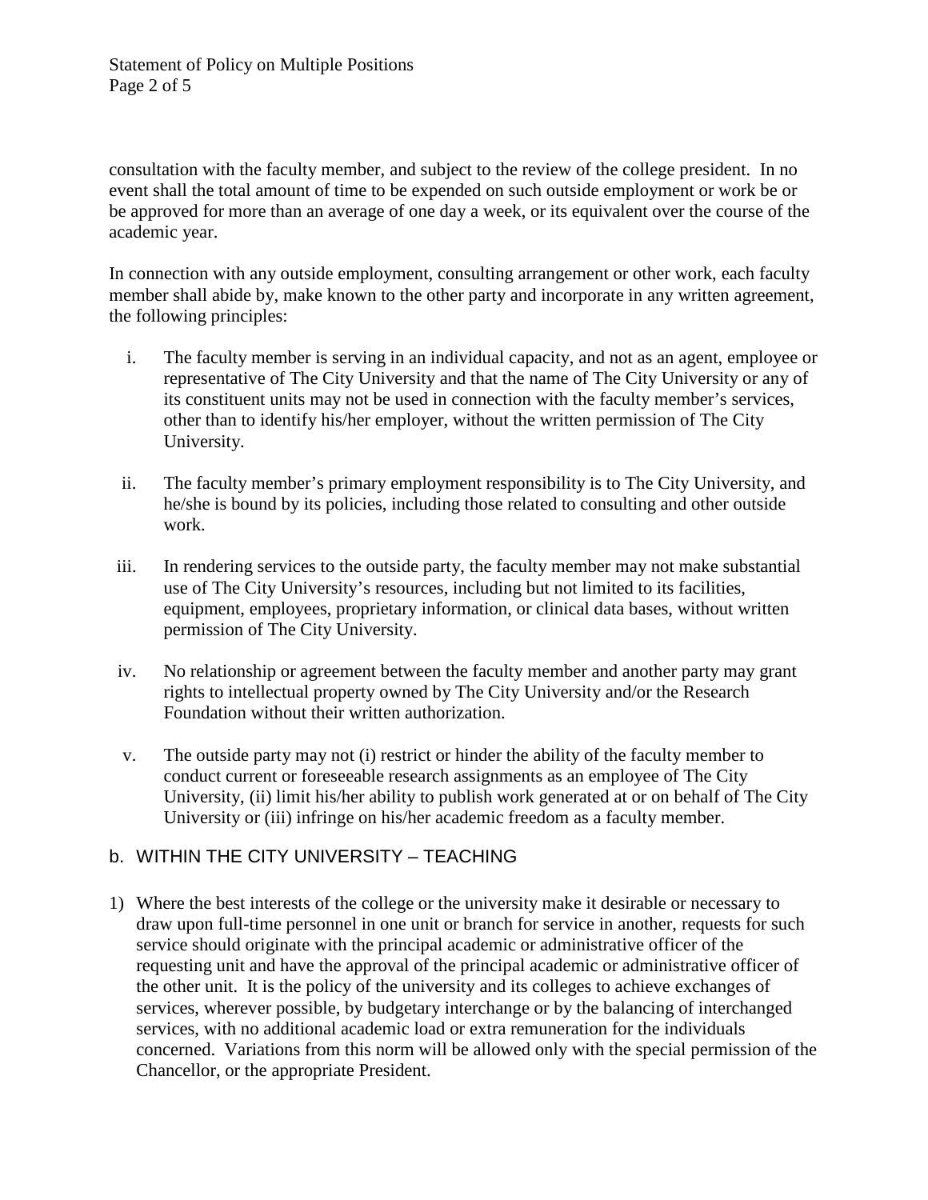consultation with the faculty member, and subject to the review of the college president. In no event shall the total amount of time to be expended on such outside employment or work be or be approved for more than an average of one day a week, or its equivalent over the course of the academic year.

In connection with any outside employment, consulting arrangement or other work, each faculty member shall abide by, make known to the other party and incorporate in any written agreement, the following principles:

i. The faculty member is serving in an individual capacity, and not as an agent, employee or representative of The City University and that the name of The City University or any of its constituent units may not be used in connection with the faculty member's services, other than to identify his/her employer, without the written permission of The City University.

ii. The faculty member's primary employment responsibility is to The City University, and he/she is bound by its policies, including those related to consulting and other outside work.

iii. In rendering services to the outside party, the faculty member may not make substantial use of The City University's resources, including but not limited to its facilities, equipment, employees, proprietary information, or clinical data bases, without written permission of The City University.

iv. No relationship or agreement between the faculty member and another party may grant rights to intellectual property owned by The City University and/or the Research Foundation without their written authorization.

v. The outside party may not (i) restrict or hinder the ability of the faculty member to conduct current or foreseeable research assignments as an employee of The City University, (ii) limit his/her ability to publish work generated at or on behalf of The City University or (iii) infringe on his/her academic freedom as a faculty member.

## b. WITHIN THE CITY UNIVERSITY – TEACHING

1) Where the best interests of the college or the university make it desirable or necessary to draw upon full-time personnel in one unit or branch for service in another, requests for such service should originate with the principal academic or administrative officer of the requesting unit and have the approval of the principal academic or administrative officer of the other unit. It is the policy of the university and its colleges to achieve exchanges of services, wherever possible, by budgetary interchange or by the balancing of interchanged services, with no additional academic load or extra remuneration for the individuals concerned. Variations from this norm will be allowed only with the special permission of the Chancellor, or the appropriate President.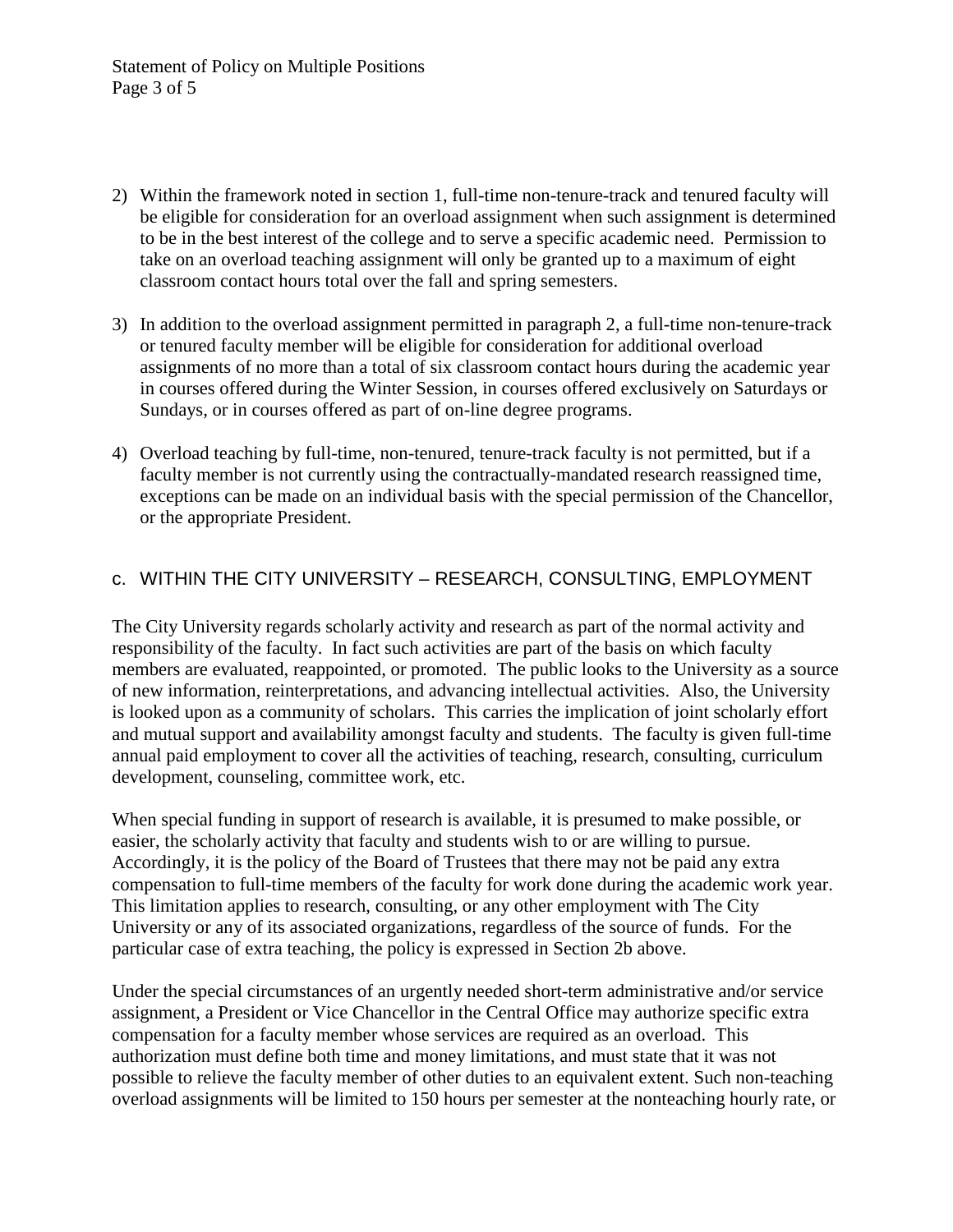2) Within the framework noted in section 1, full-time non-tenure-track and tenured faculty will be eligible for consideration for an overload assignment when such assignment is determined to be in the best interest of the college and to serve a specific academic need. Permission to take on an overload teaching assignment will only be granted up to a maximum of eight classroom contact hours total over the fall and spring semesters.

3) In addition to the overload assignment permitted in paragraph 2, a full-time non-tenure-track or tenured faculty member will be eligible for consideration for additional overload assignments of no more than a total of six classroom contact hours during the academic year in courses offered during the Winter Session, in courses offered exclusively on Saturdays or Sundays, or in courses offered as part of on-line degree programs.

4) Overload teaching by full-time, non-tenured, tenure-track faculty is not permitted, but if a faculty member is not currently using the contractually-mandated research reassigned time, exceptions can be made on an individual basis with the special permission of the Chancellor, or the appropriate President.

## c. WITHIN THE CITY UNIVERSITY – RESEARCH, CONSULTING, EMPLOYMENT

The City University regards scholarly activity and research as part of the normal activity and responsibility of the faculty. In fact such activities are part of the basis on which faculty members are evaluated, reappointed, or promoted. The public looks to the University as a source of new information, reinterpretations, and advancing intellectual activities. Also, the University is looked upon as a community of scholars. This carries the implication of joint scholarly effort and mutual support and availability amongst faculty and students. The faculty is given full-time annual paid employment to cover all the activities of teaching, research, consulting, curriculum development, counseling, committee work, etc.

When special funding in support of research is available, it is presumed to make possible, or easier, the scholarly activity that faculty and students wish to or are willing to pursue. Accordingly, it is the policy of the Board of Trustees that there may not be paid any extra compensation to full-time members of the faculty for work done during the academic work year. This limitation applies to research, consulting, or any other employment with The City University or any of its associated organizations, regardless of the source of funds. For the particular case of extra teaching, the policy is expressed in Section 2b above.

Under the special circumstances of an urgently needed short-term administrative and/or service assignment, a President or Vice Chancellor in the Central Office may authorize specific extra compensation for a faculty member whose services are required as an overload. This authorization must define both time and money limitations, and must state that it was not possible to relieve the faculty member of other duties to an equivalent extent. Such non-teaching overload assignments will be limited to 150 hours per semester at the nonteaching hourly rate, or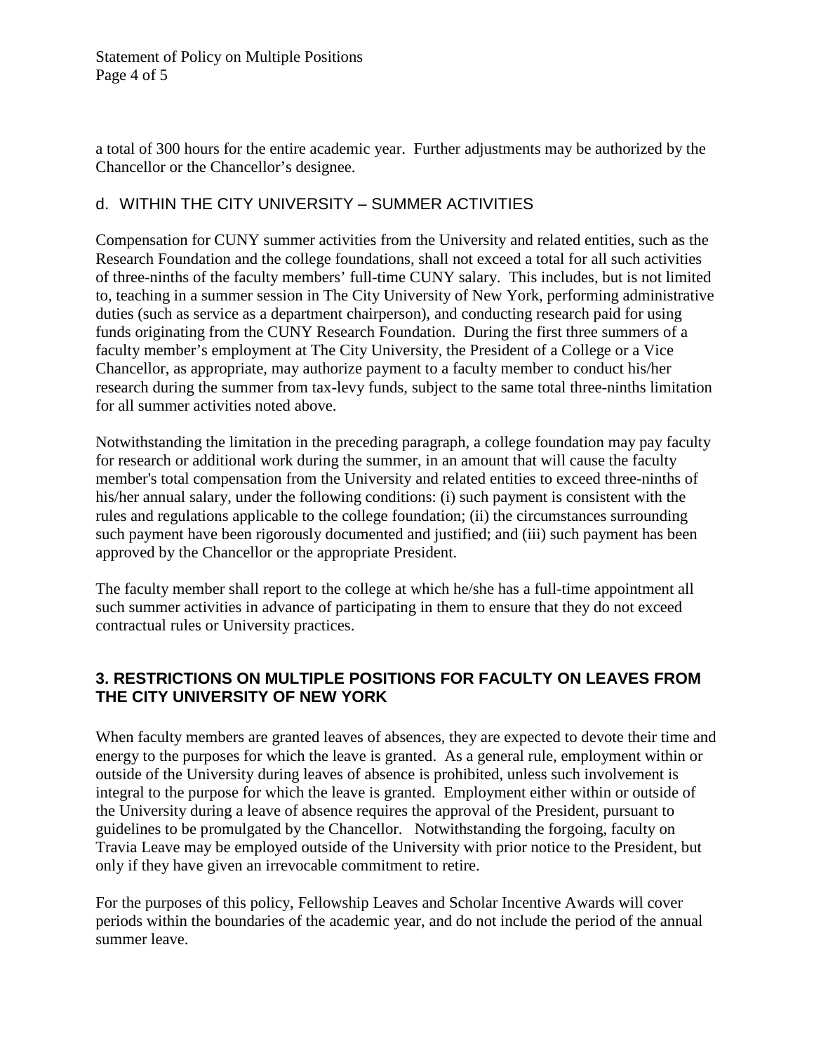a total of 300 hours for the entire academic year. Further adjustments may be authorized by the Chancellor or the Chancellor's designee.

### d. WITHIN THE CITY UNIVERSITY – SUMMER ACTIVITIES

Compensation for CUNY summer activities from the University and related entities, such as the Research Foundation and the college foundations, shall not exceed a total for all such activities of three-ninths of the faculty members' full-time CUNY salary. This includes, but is not limited to, teaching in a summer session in The City University of New York, performing administrative duties (such as service as a department chairperson), and conducting research paid for using funds originating from the CUNY Research Foundation. During the first three summers of a faculty member's employment at The City University, the President of a College or a Vice Chancellor, as appropriate, may authorize payment to a faculty member to conduct his/her research during the summer from tax-levy funds, subject to the same total three-ninths limitation for all summer activities noted above.

Notwithstanding the limitation in the preceding paragraph, a college foundation may pay faculty for research or additional work during the summer, in an amount that will cause the faculty member's total compensation from the University and related entities to exceed three-ninths of his/her annual salary, under the following conditions: (i) such payment is consistent with the rules and regulations applicable to the college foundation; (ii) the circumstances surrounding such payment have been rigorously documented and justified; and (iii) such payment has been approved by the Chancellor or the appropriate President.

The faculty member shall report to the college at which he/she has a full-time appointment all such summer activities in advance of participating in them to ensure that they do not exceed contractual rules or University practices.

## 3. RESTRICTIONS ON MULTIPLE POSITIONS FOR FACULTY ON LEAVES FROM THE CITY UNIVERSITY OF NEW YORK

When faculty members are granted leaves of absences, they are expected to devote their time and energy to the purposes for which the leave is granted. As a general rule, employment within or outside of the University during leaves of absence is prohibited, unless such involvement is integral to the purpose for which the leave is granted. Employment either within or outside of the University during a leave of absence requires the approval of the President, pursuant to guidelines to be promulgated by the Chancellor. Notwithstanding the forgoing, faculty on Travia Leave may be employed outside of the University with prior notice to the President, but only if they have given an irrevocable commitment to retire.

For the purposes of this policy, Fellowship Leaves and Scholar Incentive Awards will cover periods within the boundaries of the academic year, and do not include the period of the annual summer leave.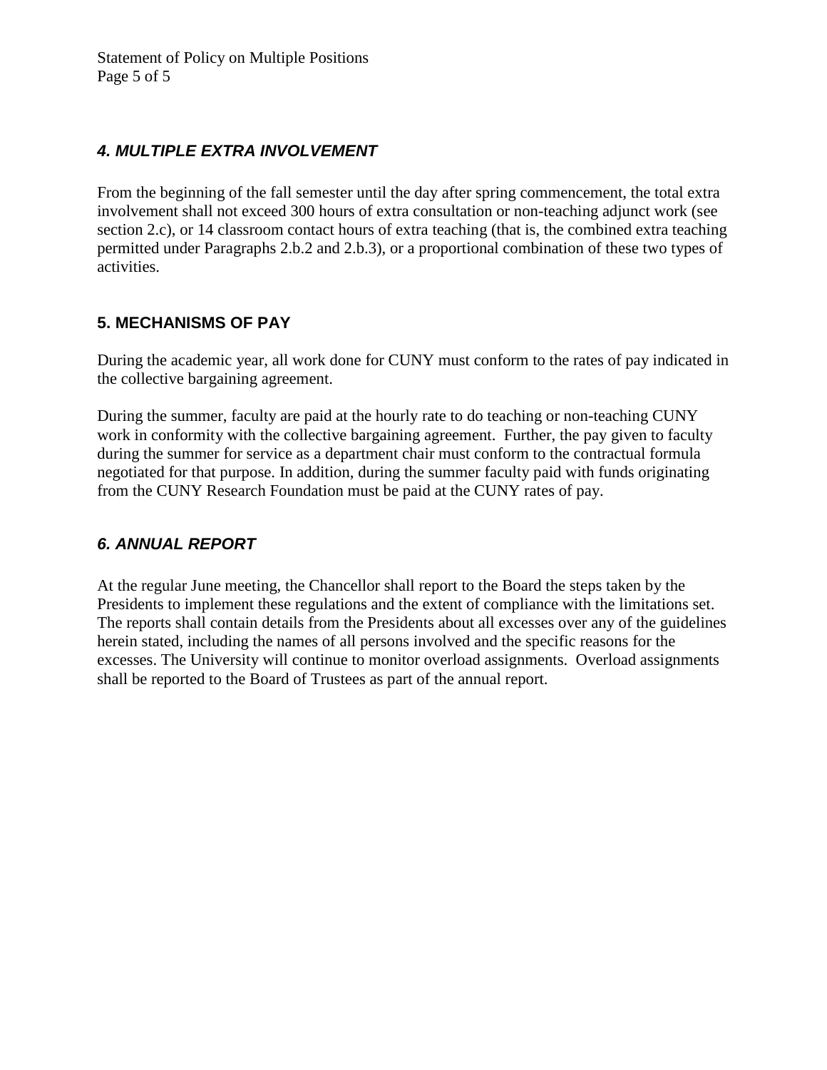### *4. MULTIPLE EXTRA INVOLVEMENT*

From the beginning of the fall semester until the day after spring commencement, the total extra involvement shall not exceed 300 hours of extra consultation or non-teaching adjunct work (see section 2.c), or 14 classroom contact hours of extra teaching (that is, the combined extra teaching permitted under Paragraphs 2.b.2 and 2.b.3), or a proportional combination of these two types of activities.

### 5. MECHANISMS OF PAY

During the academic year, all work done for CUNY must conform to the rates of pay indicated in the collective bargaining agreement.

During the summer, faculty are paid at the hourly rate to do teaching or non-teaching CUNY work in conformity with the collective bargaining agreement. Further, the pay given to faculty during the summer for service as a department chair must conform to the contractual formula negotiated for that purpose. In addition, during the summer faculty paid with funds originating from the CUNY Research Foundation must be paid at the CUNY rates of pay.

### *6. ANNUAL REPORT*

At the regular June meeting, the Chancellor shall report to the Board the steps taken by the Presidents to implement these regulations and the extent of compliance with the limitations set. The reports shall contain details from the Presidents about all excesses over any of the guidelines herein stated, including the names of all persons involved and the specific reasons for the excesses. The University will continue to monitor overload assignments. Overload assignments shall be reported to the Board of Trustees as part of the annual report.